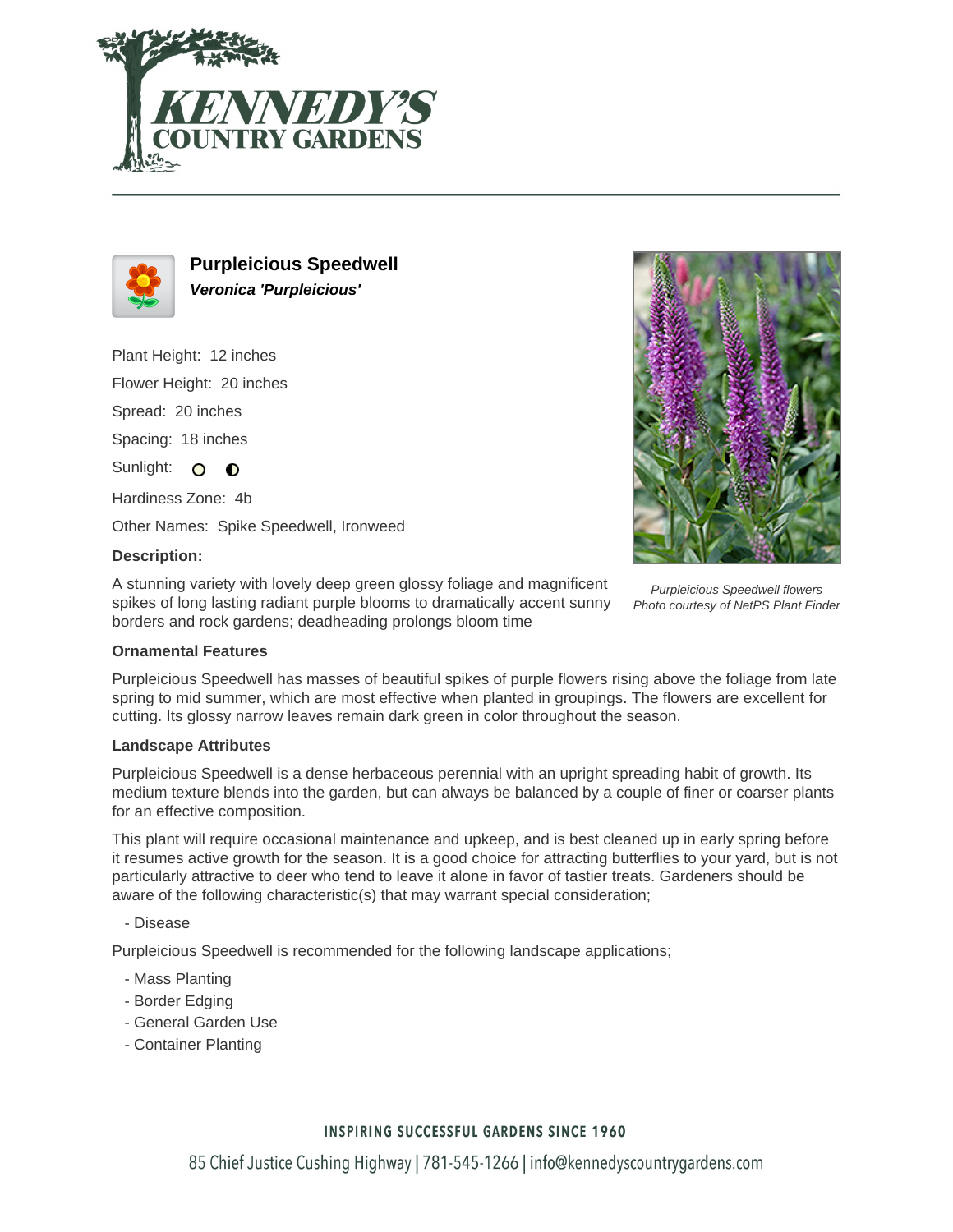# Purpleicious Speedwell

***Veronica 'Purpleicious'***

Plant Height: 12 inches

Flower Height: 20 inches

Spread: 20 inches

Spacing: 18 inches

Sunlight:

Hardiness Zone: 4b

Other Names: Spike Speedwell, Ironweed

**Description:**

A stunning variety with lovely deep green glossy foliage and magnificent spikes of long lasting radiant purple blooms to dramatically accent sunny borders and rock gardens; deadheading prolongs bloom time

*Purpleicious Speedwell flowers*
*Photo courtesy of NetPS Plant Finder*

**Ornamental Features**

Purpleicious Speedwell has masses of beautiful spikes of purple flowers rising above the foliage from late spring to mid summer, which are most effective when planted in groupings. The flowers are excellent for cutting. Its glossy narrow leaves remain dark green in color throughout the season.

**Landscape Attributes**

Purpleicious Speedwell is a dense herbaceous perennial with an upright spreading habit of growth. Its medium texture blends into the garden, but can always be balanced by a couple of finer or coarser plants for an effective composition.

This plant will require occasional maintenance and upkeep, and is best cleaned up in early spring before it resumes active growth for the season. It is a good choice for attracting butterflies to your yard, but is not particularly attractive to deer who tend to leave it alone in favor of tastier treats. Gardeners should be aware of the following characteristic(s) that may warrant special consideration;

- Disease

Purpleicious Speedwell is recommended for the following landscape applications;

- Mass Planting
- Border Edging
- General Garden Use
- Container Planting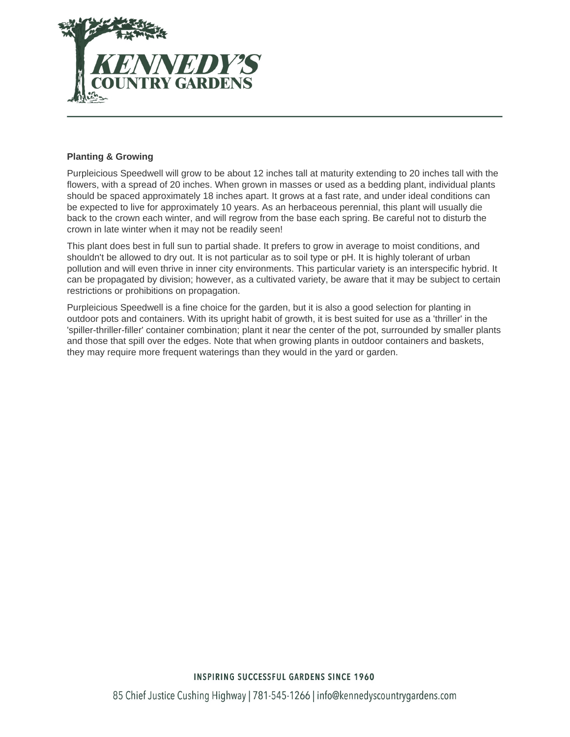**Planting & Growing**

Purpleicious Speedwell will grow to be about 12 inches tall at maturity extending to 20 inches tall with the flowers, with a spread of 20 inches. When grown in masses or used as a bedding plant, individual plants should be spaced approximately 18 inches apart. It grows at a fast rate, and under ideal conditions can be expected to live for approximately 10 years. As an herbaceous perennial, this plant will usually die back to the crown each winter, and will regrow from the base each spring. Be careful not to disturb the crown in late winter when it may not be readily seen!

This plant does best in full sun to partial shade. It prefers to grow in average to moist conditions, and shouldn't be allowed to dry out. It is not particular as to soil type or pH. It is highly tolerant of urban pollution and will even thrive in inner city environments. This particular variety is an interspecific hybrid. It can be propagated by division; however, as a cultivated variety, be aware that it may be subject to certain restrictions or prohibitions on propagation.

Purpleicious Speedwell is a fine choice for the garden, but it is also a good selection for planting in outdoor pots and containers. With its upright habit of growth, it is best suited for use as a 'thriller' in the 'spiller-thriller-filler' container combination; plant it near the center of the pot, surrounded by smaller plants and those that spill over the edges. Note that when growing plants in outdoor containers and baskets, they may require more frequent waterings than they would in the yard or garden.